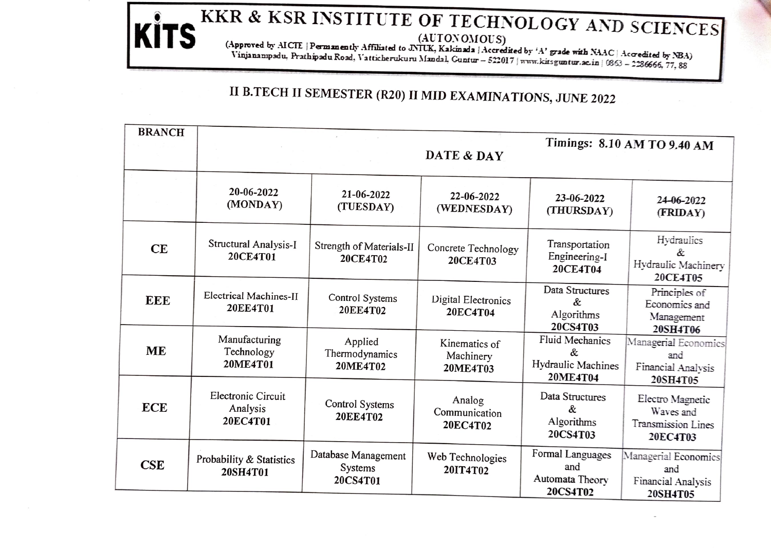# KITS

# KKR & KSR INSTITUTE OF TECHNOLOGY AND SCIENCES

(AUTONOMOUS)

(Approved by AICTE | Permanently Affiliated to JNTUK, Kakinada | Accredited by 'A' grade with NAAC | Accredited by NBA)
Vinjanampadu, Prathipadu Road, Vatticherukuru Mandal, Guntur – 522017 | www.kitsguntur.ac.in | 0863 – 2286666, 77, 88

## II B.TECH II SEMESTER (R20) II MID EXAMINATIONS, JUNE 2022

**Timings: 8.10 AM TO 9.40 AM**

| BRANCH | DATE & DAY | | | | |
|---|---|---|---|---|---|
| | **20-06-2022 (MONDAY)** | **21-06-2022 (TUESDAY)** | **22-06-2022 (WEDNESDAY)** | **23-06-2022 (THURSDAY)** | **24-06-2022 (FRIDAY)** |
| **CE** | Structural Analysis-I **20CE4T01** | Strength of Materials-II **20CE4T02** | Concrete Technology **20CE4T03** | Transportation Engineering-I **20CE4T04** | Hydraulics & Hydraulic Machinery **20CE4T05** |
| **EEE** | Electrical Machines-II **20EE4T01** | Control Systems **20EE4T02** | Digital Electronics **20EC4T04** | Data Structures & Algorithms **20CS4T03** | Principles of Economics and Management **20SH4T06** |
| **ME** | Manufacturing Technology **20ME4T01** | Applied Thermodynamics **20ME4T02** | Kinematics of Machinery **20ME4T03** | Fluid Mechanics & Hydraulic Machines **20ME4T04** | Managerial Economics and Financial Analysis **20SH4T05** |
| **ECE** | Electronic Circuit Analysis **20EC4T01** | Control Systems **20EE4T02** | Analog Communication **20EC4T02** | Data Structures & Algorithms **20CS4T03** | Electro Magnetic Waves and Transmission Lines **20EC4T03** |
| **CSE** | Probability & Statistics **20SH4T01** | Database Management Systems **20CS4T01** | Web Technologies **20IT4T02** | Formal Languages and Automata Theory **20CS4T02** | Managerial Economics and Financial Analysis **20SH4T05** |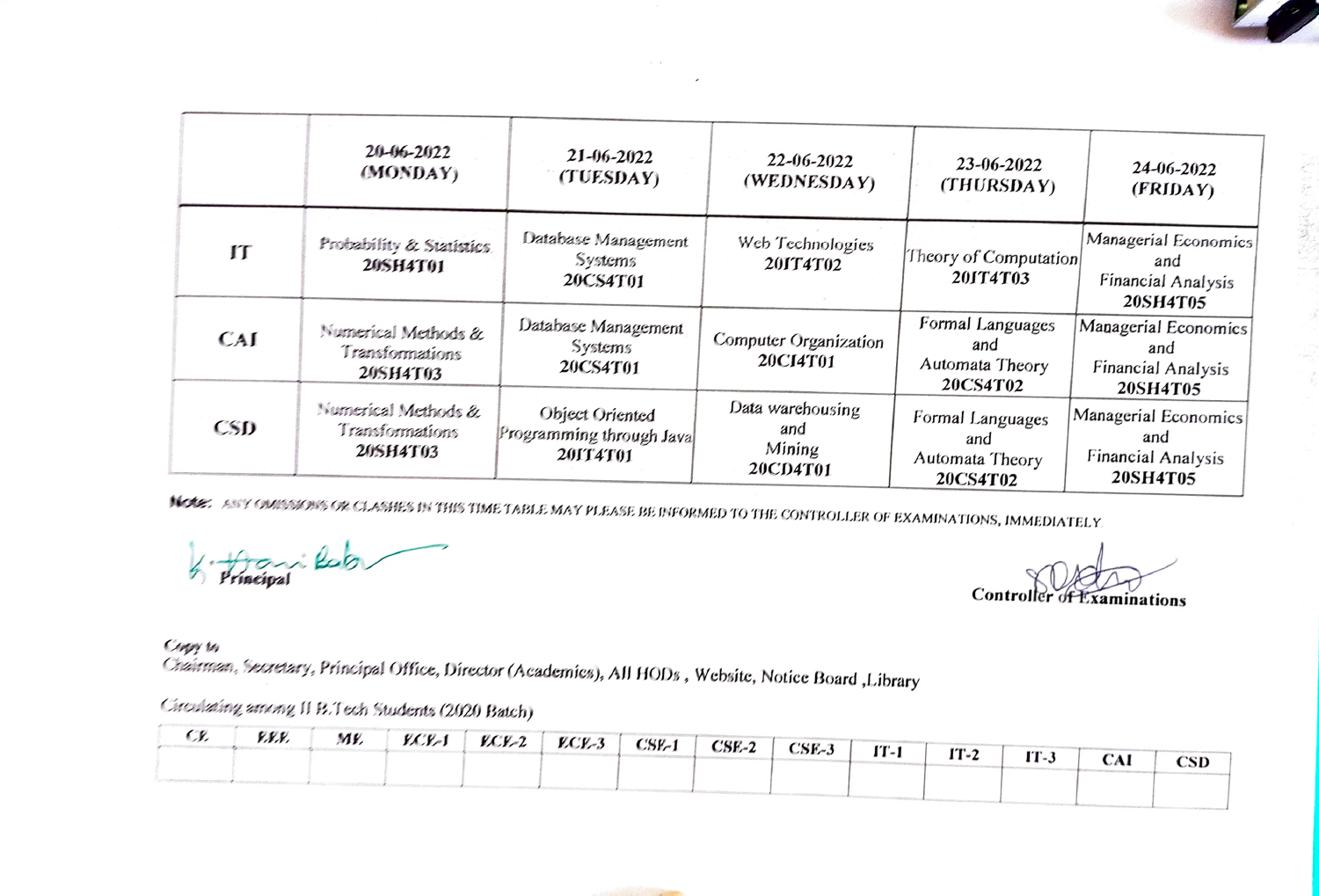| | 20-06-2022 (MONDAY) | 21-06-2022 (TUESDAY) | 22-06-2022 (WEDNESDAY) | 23-06-2022 (THURSDAY) | 24-06-2022 (FRIDAY) |
|---|---|---|---|---|---|
| IT | Probability & Statistics 20SH4T01 | Database Management Systems 20CS4T01 | Web Technologies 20IT4T02 | Theory of Computation 20IT4T03 | Managerial Economics and Financial Analysis 20SH4T05 |
| CAI | Numerical Methods & Transformations 20SH4T03 | Database Management Systems 20CS4T01 | Computer Organization 20CI4T01 | Formal Languages and Automata Theory 20CS4T02 | Managerial Economics and Financial Analysis 20SH4T05 |
| CSD | Numerical Methods & Transformations 20SH4T03 | Object Oriented Programming through Java 20IT4T01 | Data warehousing and Mining 20CD4T01 | Formal Languages and Automata Theory 20CS4T02 | Managerial Economics and Financial Analysis 20SH4T05 |

**Note:** ANY OMISSIONS OR CLASHES IN THIS TIME TABLE MAY PLEASE BE INFORMED TO THE CONTROLLER OF EXAMINATIONS, IMMEDIATELY

**Principal**

**Controller of Examinations**

Copy to
Chairman, Secretary, Principal Office, Director (Academics), All HODs , Website, Notice Board ,Library

Circulating among II B.Tech Students (2020 Batch)

| CE | EEE | ME | ECE-1 | ECE-2 | ECE-3 | CSE-1 | CSE-2 | CSE-3 | IT-1 | IT-2 | IT-3 | CAI | CSD |
|---|---|---|---|---|---|---|---|---|---|---|---|---|---|
| | | | | | | | | | | | | | |